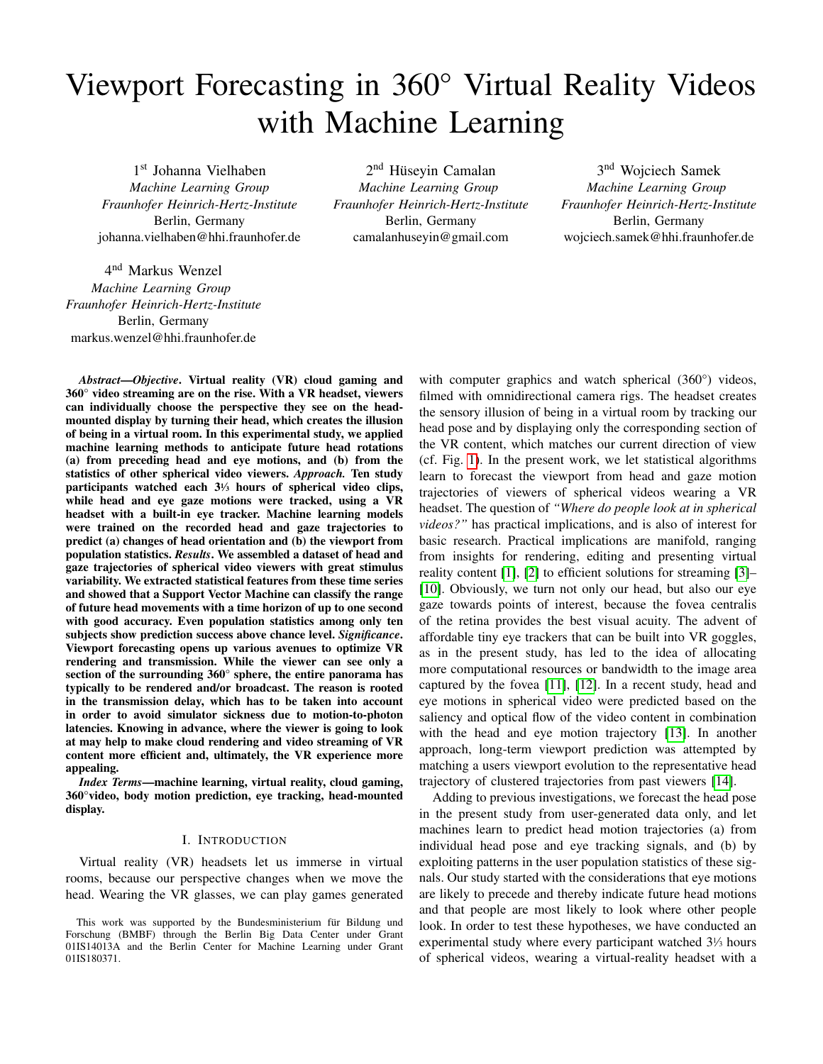# Viewport Forecasting in 360° Virtual Reality Videos with Machine Learning

1st Johanna Vielhaben
*Machine Learning Group*
*Fraunhofer Heinrich-Hertz-Institute*
Berlin, Germany
johanna.vielhaben@hhi.fraunhofer.de

2nd Hüseyin Camalan
*Machine Learning Group*
*Fraunhofer Heinrich-Hertz-Institute*
Berlin, Germany
camalanhuseyin@gmail.com

3rd Wojciech Samek
*Machine Learning Group*
*Fraunhofer Heinrich-Hertz-Institute*
Berlin, Germany
wojciech.samek@hhi.fraunhofer.de

4th Markus Wenzel
*Machine Learning Group*
*Fraunhofer Heinrich-Hertz-Institute*
Berlin, Germany
markus.wenzel@hhi.fraunhofer.de

***Abstract*—*Objective*. Virtual reality (VR) cloud gaming and 360° video streaming are on the rise. With a VR headset, viewers can individually choose the perspective they see on the head-mounted display by turning their head, which creates the illusion of being in a virtual room. In this experimental study, we applied machine learning methods to anticipate future head rotations (a) from preceding head and eye motions, and (b) from the statistics of other spherical video viewers. *Approach.* Ten study participants watched each 3⅓ hours of spherical video clips, while head and eye gaze motions were tracked, using a VR headset with a built-in eye tracker. Machine learning models were trained on the recorded head and gaze trajectories to predict (a) changes of head orientation and (b) the viewport from population statistics. *Results*. We assembled a dataset of head and gaze trajectories of spherical video viewers with great stimulus variability. We extracted statistical features from these time series and showed that a Support Vector Machine can classify the range of future head movements with a time horizon of up to one second with good accuracy. Even population statistics among only ten subjects show prediction success above chance level. *Significance*. Viewport forecasting opens up various avenues to optimize VR rendering and transmission. While the viewer can see only a section of the surrounding 360° sphere, the entire panorama has typically to be rendered and/or broadcast. The reason is rooted in the transmission delay, which has to be taken into account in order to avoid simulator sickness due to motion-to-photon latencies. Knowing in advance, where the viewer is going to look at may help to make cloud rendering and video streaming of VR content more efficient and, ultimately, the VR experience more appealing.**

***Index Terms*—machine learning, virtual reality, cloud gaming, 360°video, body motion prediction, eye tracking, head-mounted display.**

## I. Introduction

Virtual reality (VR) headsets let us immerse in virtual rooms, because our perspective changes when we move the head. Wearing the VR glasses, we can play games generated with computer graphics and watch spherical (360°) videos, filmed with omnidirectional camera rigs. The headset creates the sensory illusion of being in a virtual room by tracking our head pose and by displaying only the corresponding section of the VR content, which matches our current direction of view (cf. Fig. 1). In the present work, we let statistical algorithms learn to forecast the viewport from head and gaze motion trajectories of viewers of spherical videos wearing a VR headset. The question of *"Where do people look at in spherical videos?"* has practical implications, and is also of interest for basic research. Practical implications are manifold, ranging from insights for rendering, editing and presenting virtual reality content [1], [2] to efficient solutions for streaming [3]–[10]. Obviously, we turn not only our head, but also our eye gaze towards points of interest, because the fovea centralis of the retina provides the best visual acuity. The advent of affordable tiny eye trackers that can be built into VR goggles, as in the present study, has led to the idea of allocating more computational resources or bandwidth to the image area captured by the fovea [11], [12]. In a recent study, head and eye motions in spherical video were predicted based on the saliency and optical flow of the video content in combination with the head and eye motion trajectory [13]. In another approach, long-term viewport prediction was attempted by matching a users viewport evolution to the representative head trajectory of clustered trajectories from past viewers [14].

Adding to previous investigations, we forecast the head pose in the present study from user-generated data only, and let machines learn to predict head motion trajectories (a) from individual head pose and eye tracking signals, and (b) by exploiting patterns in the user population statistics of these signals. Our study started with the considerations that eye motions are likely to precede and thereby indicate future head motions and that people are most likely to look where other people look. In order to test these hypotheses, we have conducted an experimental study where every participant watched 3⅓ hours of spherical videos, wearing a virtual-reality headset with a

This work was supported by the Bundesministerium für Bildung und Forschung (BMBF) through the Berlin Big Data Center under Grant 01IS14013A and the Berlin Center for Machine Learning under Grant 01IS180371.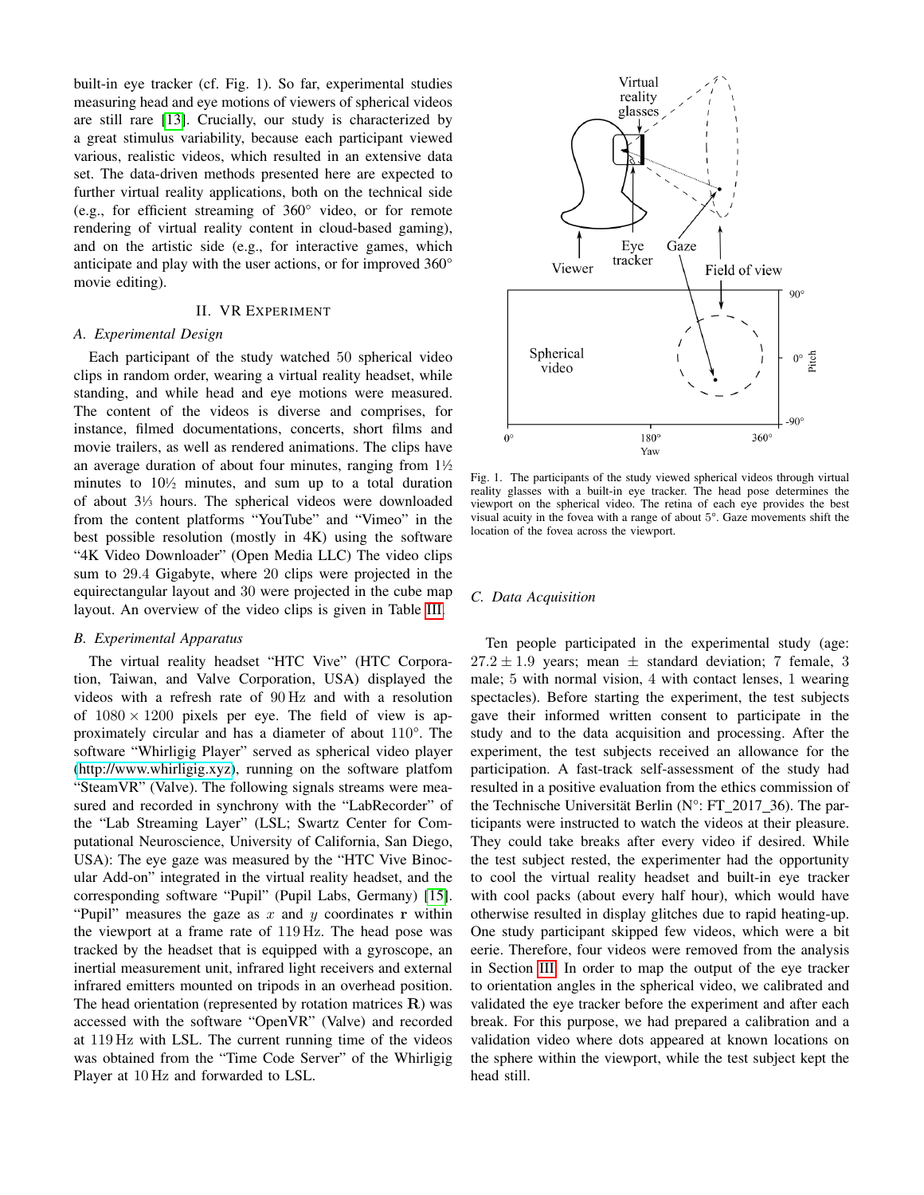built-in eye tracker (cf. Fig. 1). So far, experimental studies measuring head and eye motions of viewers of spherical videos are still rare [13]. Crucially, our study is characterized by a great stimulus variability, because each participant viewed various, realistic videos, which resulted in an extensive data set. The data-driven methods presented here are expected to further virtual reality applications, both on the technical side (e.g., for efficient streaming of 360° video, or for remote rendering of virtual reality content in cloud-based gaming), and on the artistic side (e.g., for interactive games, which anticipate and play with the user actions, or for improved 360° movie editing).

## II. VR Experiment

### A. Experimental Design

Each participant of the study watched 50 spherical video clips in random order, wearing a virtual reality headset, while standing, and while head and eye motions were measured. The content of the videos is diverse and comprises, for instance, filmed documentations, concerts, short films and movie trailers, as well as rendered animations. The clips have an average duration of about four minutes, ranging from 1½ minutes to 10½ minutes, and sum up to a total duration of about 3⅓ hours. The spherical videos were downloaded from the content platforms "YouTube" and "Vimeo" in the best possible resolution (mostly in 4K) using the software "4K Video Downloader" (Open Media LLC) The video clips sum to 29.4 Gigabyte, where 20 clips were projected in the equirectangular layout and 30 were projected in the cube map layout. An overview of the video clips is given in Table III.

### B. Experimental Apparatus

The virtual reality headset "HTC Vive" (HTC Corporation, Taiwan, and Valve Corporation, USA) displayed the videos with a refresh rate of 90 Hz and with a resolution of $1080 \times 1200$ pixels per eye. The field of view is approximately circular and has a diameter of about 110°. The software "Whirligig Player" served as spherical video player (http://www.whirligig.xyz), running on the software platfom "SteamVR" (Valve). The following signals streams were measured and recorded in synchrony with the "LabRecorder" of the "Lab Streaming Layer" (LSL; Swartz Center for Computational Neuroscience, University of California, San Diego, USA): The eye gaze was measured by the "HTC Vive Binocular Add-on" integrated in the virtual reality headset, and the corresponding software "Pupil" (Pupil Labs, Germany) [15]. "Pupil" measures the gaze as $x$ and $y$ coordinates $\mathbf{r}$ within the viewport at a frame rate of 119 Hz. The head pose was tracked by the headset that is equipped with a gyroscope, an inertial measurement unit, infrared light receivers and external infrared emitters mounted on tripods in an overhead position. The head orientation (represented by rotation matrices $\mathbf{R}$) was accessed with the software "OpenVR" (Valve) and recorded at 119 Hz with LSL. The current running time of the videos was obtained from the "Time Code Server" of the Whirligig Player at 10 Hz and forwarded to LSL.

Fig. 1. The participants of the study viewed spherical videos through virtual reality glasses with a built-in eye tracker. The head pose determines the viewport on the spherical video. The retina of each eye provides the best visual acuity in the fovea with a range of about 5°. Gaze movements shift the location of the fovea across the viewport.

### C. Data Acquisition

Ten people participated in the experimental study (age: $27.2 \pm 1.9$ years; mean ± standard deviation; 7 female, 3 male; 5 with normal vision, 4 with contact lenses, 1 wearing spectacles). Before starting the experiment, the test subjects gave their informed written consent to participate in the study and to the data acquisition and processing. After the experiment, the test subjects received an allowance for the participation. A fast-track self-assessment of the study had resulted in a positive evaluation from the ethics commission of the Technische Universität Berlin (N°: FT_2017_36). The participants were instructed to watch the videos at their pleasure. They could take breaks after every video if desired. While the test subject rested, the experimenter had the opportunity to cool the virtual reality headset and built-in eye tracker with cool packs (about every half hour), which would have otherwise resulted in display glitches due to rapid heating-up. One study participant skipped few videos, which were a bit eerie. Therefore, four videos were removed from the analysis in Section III. In order to map the output of the eye tracker to orientation angles in the spherical video, we calibrated and validated the eye tracker before the experiment and after each break. For this purpose, we had prepared a calibration and a validation video where dots appeared at known locations on the sphere within the viewport, while the test subject kept the head still.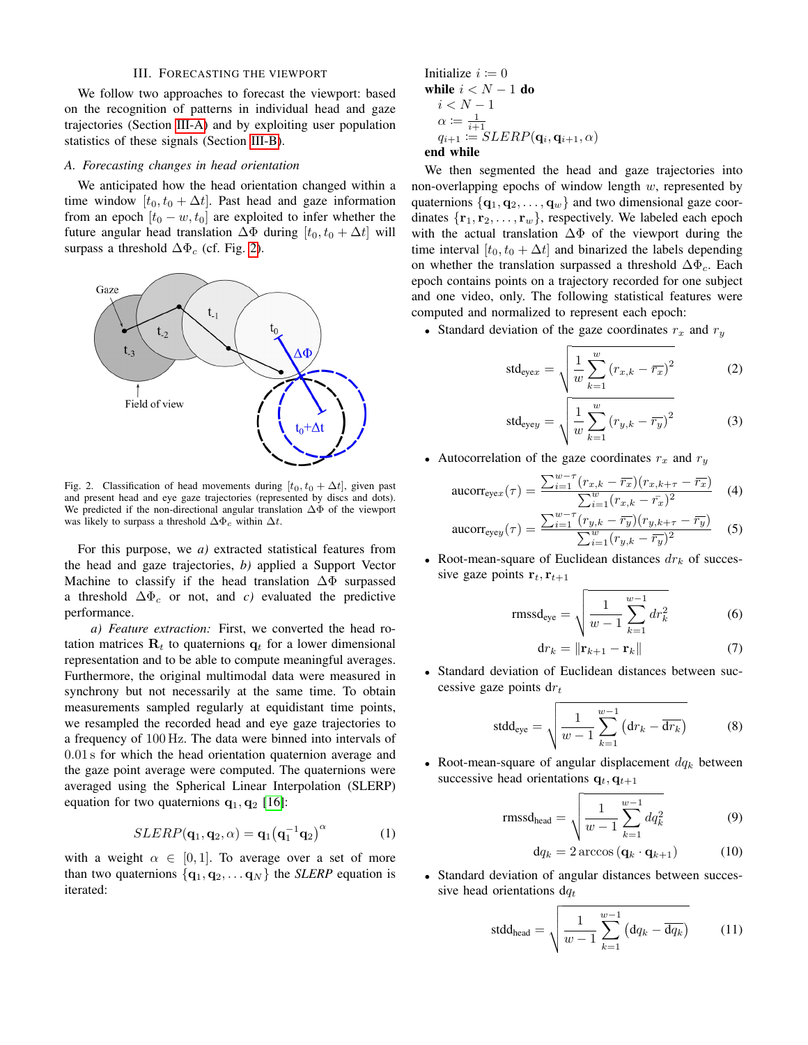## III. Forecasting the Viewport

We follow two approaches to forecast the viewport: based on the recognition of patterns in individual head and gaze trajectories (Section III-A) and by exploiting user population statistics of these signals (Section III-B).

### A. Forecasting changes in head orientation

We anticipated how the head orientation changed within a time window $[t_0, t_0 + \Delta t]$. Past head and gaze information from an epoch $[t_0 - w, t_0]$ are exploited to infer whether the future angular head translation $\Delta\Phi$ during $[t_0, t_0 + \Delta t]$ will surpass a threshold $\Delta\Phi_c$ (cf. Fig. 2).

Fig. 2. Classification of head movements during $[t_0, t_0 + \Delta t]$, given past and present head and eye gaze trajectories (represented by discs and dots). We predicted if the non-directional angular translation $\Delta\Phi$ of the viewport was likely to surpass a threshold $\Delta\Phi_c$ within $\Delta t$.

For this purpose, we *a)* extracted statistical features from the head and gaze trajectories, *b)* applied a Support Vector Machine to classify if the head translation $\Delta\Phi$ surpassed a threshold $\Delta\Phi_c$ or not, and *c)* evaluated the predictive performance.

*a) Feature extraction:* First, we converted the head rotation matrices $\mathbf{R}_t$ to quaternions $\mathbf{q}_t$ for a lower dimensional representation and to be able to compute meaningful averages. Furthermore, the original multimodal data were measured in synchrony but not necessarily at the same time. To obtain measurements sampled regularly at equidistant time points, we resampled the recorded head and eye gaze trajectories to a frequency of 100 Hz. The data were binned into intervals of 0.01 s for which the head orientation quaternion average and the gaze point average were computed. The quaternions were averaged using the Spherical Linear Interpolation (SLERP) equation for two quaternions $\mathbf{q}_1, \mathbf{q}_2$ [16]:

$$SLERP(\mathbf{q}_1, \mathbf{q}_2, \alpha) = \mathbf{q}_1 \left(\mathbf{q}_1^{-1}\mathbf{q}_2\right)^{\alpha} \tag{1}$$

with a weight $\alpha \in [0, 1]$. To average over a set of more than two quaternions $\{\mathbf{q}_1, \mathbf{q}_2, \ldots \mathbf{q}_N\}$ the *SLERP* equation is iterated:

```
Initialize i := 0
while i < N − 1 do
    i < N − 1
    α := 1/(i+1)
    q_{i+1} := SLERP(q_i, q_{i+1}, α)
end while
```

We then segmented the head and gaze trajectories into non-overlapping epochs of window length $w$, represented by quaternions $\{\mathbf{q}_1, \mathbf{q}_2, \ldots, \mathbf{q}_w\}$ and two dimensional gaze coordinates $\{\mathbf{r}_1, \mathbf{r}_2, \ldots, \mathbf{r}_w\}$, respectively. We labeled each epoch with the actual translation $\Delta\Phi$ of the viewport during the time interval $[t_0, t_0 + \Delta t]$ and binarized the labels depending on whether the translation surpassed a threshold $\Delta\Phi_c$. Each epoch contains points on a trajectory recorded for one subject and one video, only. The following statistical features were computed and normalized to represent each epoch:

- Standard deviation of the gaze coordinates $r_x$ and $r_y$

$$\text{std}_{\text{eye}x} = \sqrt{\frac{1}{w}\sum_{k=1}^{w}\left(r_{x,k} - \overline{r_x}\right)^2} \tag{2}$$

$$\text{std}_{\text{eye}y} = \sqrt{\frac{1}{w}\sum_{k=1}^{w}\left(r_{y,k} - \overline{r_y}\right)^2} \tag{3}$$

- Autocorrelation of the gaze coordinates $r_x$ and $r_y$

$$\text{aucorr}_{\text{eye}x}(\tau) = \frac{\sum_{i=1}^{w-\tau}(r_{x,k} - \overline{r_x})(r_{x,k+\tau} - \overline{r_x})}{\sum_{i=1}^{w}(r_{x,k} - \overline{r_x})^2} \tag{4}$$

$$\text{aucorr}_{\text{eye}y}(\tau) = \frac{\sum_{i=1}^{w-\tau}(r_{y,k} - \overline{r_y})(r_{y,k+\tau} - \overline{r_y})}{\sum_{i=1}^{w}(r_{y,k} - \overline{r_y})^2} \tag{5}$$

- Root-mean-square of Euclidean distances $dr_k$ of successive gaze points $\mathbf{r}_t, \mathbf{r}_{t+1}$

$$\text{rmssd}_{\text{eye}} = \sqrt{\frac{1}{w-1}\sum_{k=1}^{w-1} dr_k^2} \tag{6}$$

$$\text{d}r_k = \|\mathbf{r}_{k+1} - \mathbf{r}_k\| \tag{7}$$

- Standard deviation of Euclidean distances between successive gaze points $\text{d}r_t$

$$\text{stdd}_{\text{eye}} = \sqrt{\frac{1}{w-1}\sum_{k=1}^{w-1}\left(\text{d}r_k - \overline{\text{d}r_k}\right)} \tag{8}$$

- Root-mean-square of angular displacement $dq_k$ between successive head orientations $\mathbf{q}_t, \mathbf{q}_{t+1}$

$$\text{rmssd}_{\text{head}} = \sqrt{\frac{1}{w-1}\sum_{k=1}^{w-1} dq_k^2} \tag{9}$$

$$\text{d}q_k = 2\arccos\left(\mathbf{q}_k \cdot \mathbf{q}_{k+1}\right) \tag{10}$$

- Standard deviation of angular distances between successive head orientations $\text{d}q_t$

$$\text{stdd}_{\text{head}} = \sqrt{\frac{1}{w-1}\sum_{k=1}^{w-1}\left(\text{d}q_k - \overline{\text{d}q_k}\right)} \tag{11}$$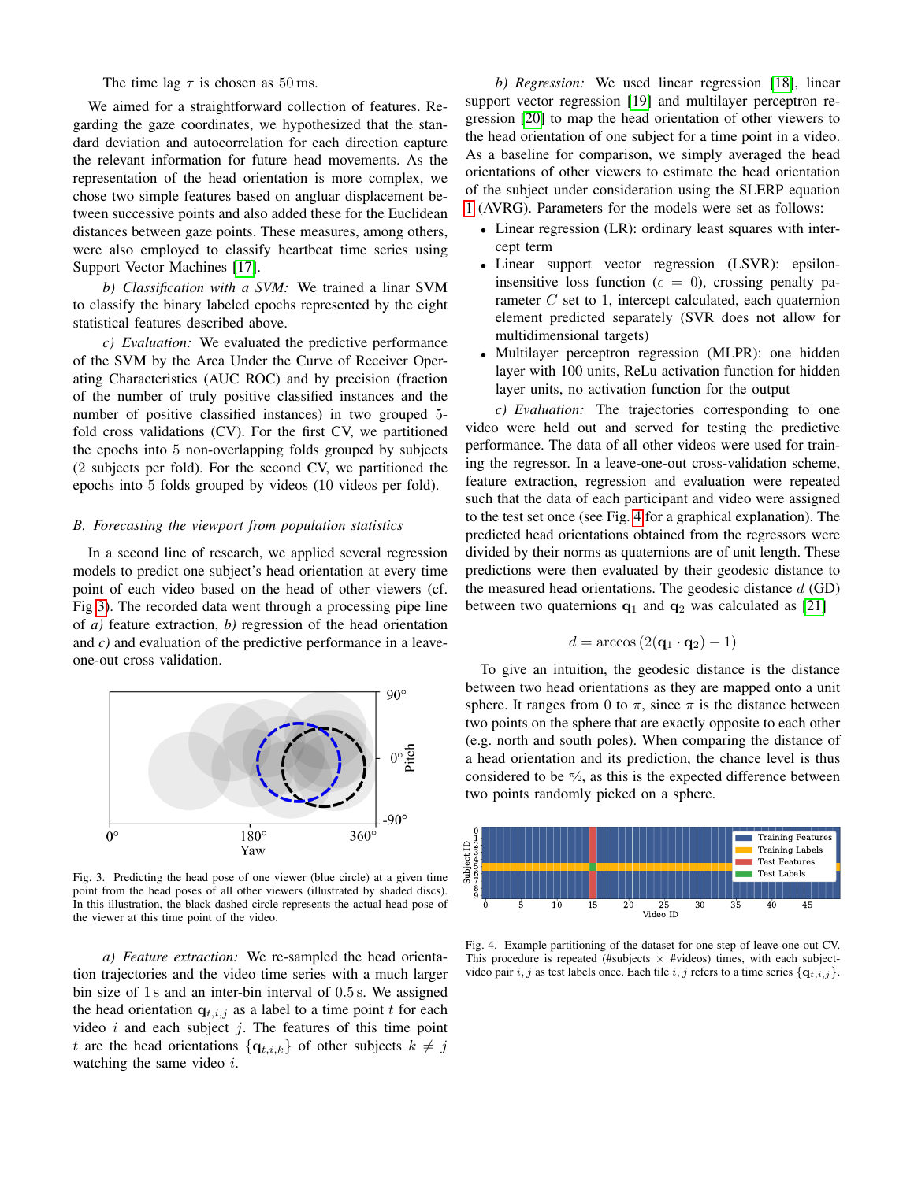The time lag $\tau$ is chosen as 50 ms.

We aimed for a straightforward collection of features. Regarding the gaze coordinates, we hypothesized that the standard deviation and autocorrelation for each direction capture the relevant information for future head movements. As the representation of the head orientation is more complex, we chose two simple features based on angluar displacement between successive points and also added these for the Euclidean distances between gaze points. These measures, among others, were also employed to classify heartbeat time series using Support Vector Machines [17].

*b) Classification with a SVM:* We trained a linar SVM to classify the binary labeled epochs represented by the eight statistical features described above.

*c) Evaluation:* We evaluated the predictive performance of the SVM by the Area Under the Curve of Receiver Operating Characteristics (AUC ROC) and by precision (fraction of the number of truly positive classified instances and the number of positive classified instances) in two grouped 5-fold cross validations (CV). For the first CV, we partitioned the epochs into 5 non-overlapping folds grouped by subjects (2 subjects per fold). For the second CV, we partitioned the epochs into 5 folds grouped by videos (10 videos per fold).

### B. Forecasting the viewport from population statistics

In a second line of research, we applied several regression models to predict one subject's head orientation at every time point of each video based on the head of other viewers (cf. Fig 3). The recorded data went through a processing pipe line of *a)* feature extraction, *b)* regression of the head orientation and *c)* evaluation of the predictive performance in a leave-one-out cross validation.

Fig. 3. Predicting the head pose of one viewer (blue circle) at a given time point from the head poses of all other viewers (illustrated by shaded discs). In this illustration, the black dashed circle represents the actual head pose of the viewer at this time point of the video.

*a) Feature extraction:* We re-sampled the head orientation trajectories and the video time series with a much larger bin size of 1 s and an inter-bin interval of 0.5 s. We assigned the head orientation $\mathbf{q}_{t,i,j}$ as a label to a time point $t$ for each video $i$ and each subject $j$. The features of this time point $t$ are the head orientations $\{\mathbf{q}_{t,i,k}\}$ of other subjects $k \neq j$ watching the same video $i$.

*b) Regression:* We used linear regression [18], linear support vector regression [19] and multilayer perceptron regression [20] to map the head orientation of other viewers to the head orientation of one subject for a time point in a video. As a baseline for comparison, we simply averaged the head orientations of other viewers to estimate the head orientation of the subject under consideration using the SLERP equation 1 (AVRG). Parameters for the models were set as follows:

- Linear regression (LR): ordinary least squares with intercept term
- Linear support vector regression (LSVR): epsilon-insensitive loss function ($\epsilon = 0$), crossing penalty parameter $C$ set to 1, intercept calculated, each quaternion element predicted separately (SVR does not allow for multidimensional targets)
- Multilayer perceptron regression (MLPR): one hidden layer with 100 units, ReLu activation function for hidden layer units, no activation function for the output

*c) Evaluation:* The trajectories corresponding to one video were held out and served for testing the predictive performance. The data of all other videos were used for training the regressor. In a leave-one-out cross-validation scheme, feature extraction, regression and evaluation were repeated such that the data of each participant and video were assigned to the test set once (see Fig. 4 for a graphical explanation). The predicted head orientations obtained from the regressors were divided by their norms as quaternions are of unit length. These predictions were then evaluated by their geodesic distance to the measured head orientations. The geodesic distance $d$ (GD) between two quaternions $\mathbf{q}_1$ and $\mathbf{q}_2$ was calculated as [21]

$$d = \arccos\left(2(\mathbf{q}_1 \cdot \mathbf{q}_2) - 1\right)$$

To give an intuition, the geodesic distance is the distance between two head orientations as they are mapped onto a unit sphere. It ranges from 0 to $\pi$, since $\pi$ is the distance between two points on the sphere that are exactly opposite to each other (e.g. north and south poles). When comparing the distance of a head orientation and its prediction, the chance level is thus considered to be $\pi/2$, as this is the expected difference between two points randomly picked on a sphere.

Fig. 4. Example partitioning of the dataset for one step of leave-one-out CV. This procedure is repeated (#subjects × #videos) times, with each subject-video pair $i, j$ as test labels once. Each tile $i, j$ refers to a time series $\{\mathbf{q}_{t,i,j}\}$.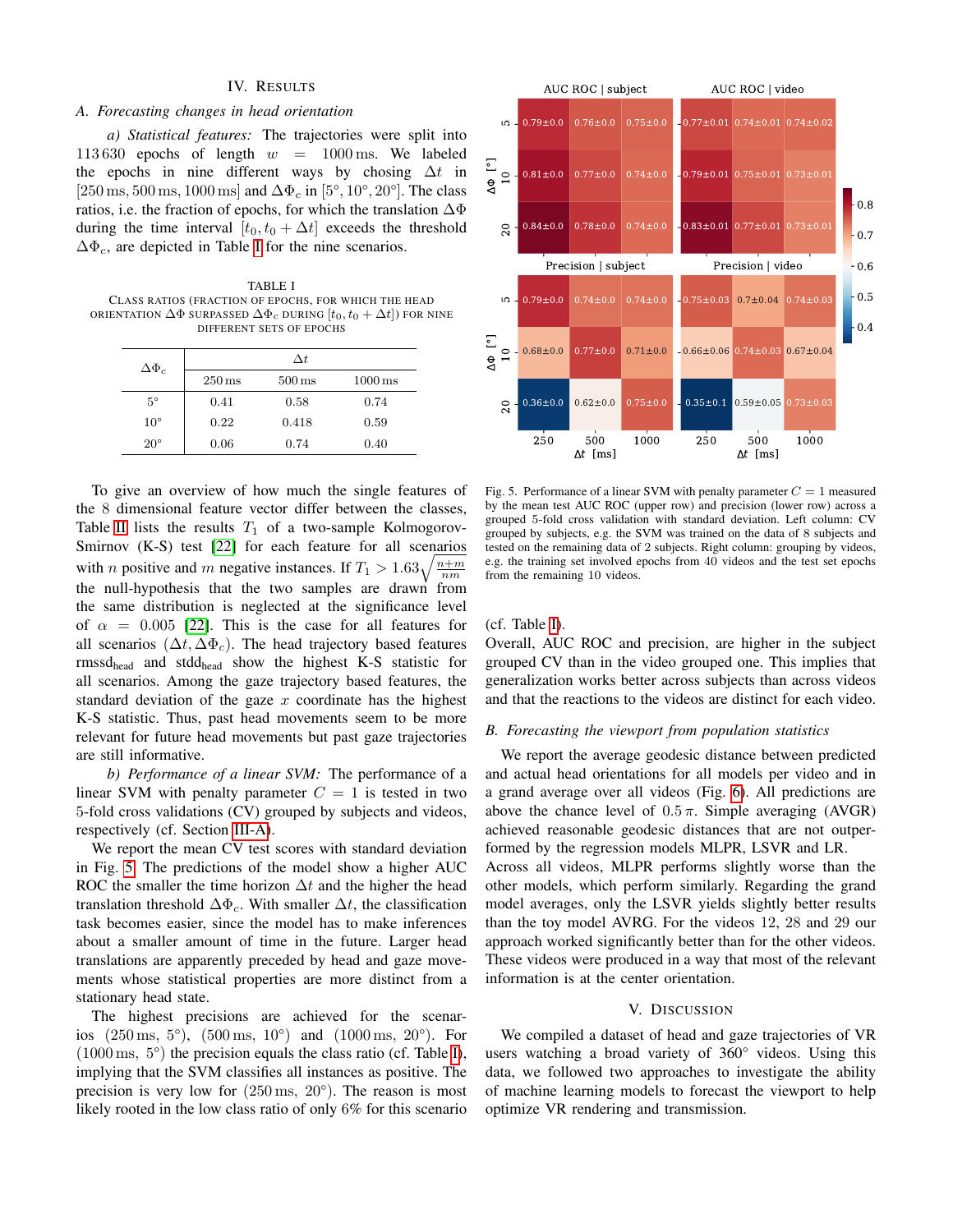## IV. Results

### A. Forecasting changes in head orientation

*a) Statistical features:* The trajectories were split into 113 630 epochs of length $w = 1000\,\text{ms}$. We labeled the epochs in nine different ways by chosing $\Delta t$ in $[250\,\text{ms}, 500\,\text{ms}, 1000\,\text{ms}]$ and $\Delta\Phi_c$ in $[5°, 10°, 20°]$. The class ratios, i.e. the fraction of epochs, for which the translation $\Delta\Phi$ during the time interval $[t_0, t_0 + \Delta t]$ exceeds the threshold $\Delta\Phi_c$, are depicted in Table I for the nine scenarios.

TABLE I
Class ratios (fraction of epochs, for which the head orientation $\Delta\Phi$ surpassed $\Delta\Phi_c$ during $[t_0, t_0 + \Delta t]$) for nine different sets of epochs

| $\Delta\Phi_c$ | $\Delta t$ | | |
|---|---|---|---|
| | 250 ms | 500 ms | 1000 ms |
| 5° | 0.41 | 0.58 | 0.74 |
| 10° | 0.22 | 0.418 | 0.59 |
| 20° | 0.06 | 0.74 | 0.40 |

To give an overview of how much the single features of the 8 dimensional feature vector differ between the classes, Table II lists the results $T_1$ of a two-sample Kolmogorov-Smirnov (K-S) test [22] for each feature for all scenarios with $n$ positive and $m$ negative instances. If $T_1 > 1.63\sqrt{\frac{n+m}{nm}}$ the null-hypothesis that the two samples are drawn from the same distribution is neglected at the significance level of $\alpha = 0.005$ [22]. This is the case for all features for all scenarios $(\Delta t, \Delta\Phi_c)$. The head trajectory based features $\text{rmssd}_{\text{head}}$ and $\text{stdd}_{\text{head}}$ show the highest K-S statistic for all scenarios. Among the gaze trajectory based features, the standard deviation of the gaze $x$ coordinate has the highest K-S statistic. Thus, past head movements seem to be more relevant for future head movements but past gaze trajectories are still informative.

*b) Performance of a linear SVM:* The performance of a linear SVM with penalty parameter $C = 1$ is tested in two 5-fold cross validations (CV) grouped by subjects and videos, respectively (cf. Section III-A).

We report the mean CV test scores with standard deviation in Fig. 5. The predictions of the model show a higher AUC ROC the smaller the time horizon $\Delta t$ and the higher the head translation threshold $\Delta\Phi_c$. With smaller $\Delta t$, the classification task becomes easier, since the model has to make inferences about a smaller amount of time in the future. Larger head translations are apparently preceded by head and gaze movements whose statistical properties are more distinct from a stationary head state.

The highest precisions are achieved for the scenarios $(250\,\text{ms}, 5°)$, $(500\,\text{ms}, 10°)$ and $(1000\,\text{ms}, 20°)$. For $(1000\,\text{ms}, 5°)$ the precision equals the class ratio (cf. Table I), implying that the SVM classifies all instances as positive. The precision is very low for $(250\,\text{ms}, 20°)$. The reason is most likely rooted in the low class ratio of only 6% for this scenario (cf. Table I).

Fig. 5. Performance of a linear SVM with penalty parameter $C = 1$ measured by the mean test AUC ROC (upper row) and precision (lower row) across a grouped 5-fold cross validation with standard deviation. Left column: CV grouped by subjects, e.g. the SVM was trained on the data of 8 subjects and tested on the remaining data of 2 subjects. Right column: grouping by videos, e.g. the training set involved epochs from 40 videos and the test set epochs from the remaining 10 videos.

Overall, AUC ROC and precision, are higher in the subject grouped CV than in the video grouped one. This implies that generalization works better across subjects than across videos and that the reactions to the videos are distinct for each video.

### B. Forecasting the viewport from population statistics

We report the average geodesic distance between predicted and actual head orientations for all models per video and in a grand average over all videos (Fig. 6). All predictions are above the chance level of $0.5\,\pi$. Simple averaging (AVGR) achieved reasonable geodesic distances that are not outperformed by the regression models MLPR, LSVR and LR. Across all videos, MLPR performs slightly worse than the other models, which perform similarly. Regarding the grand model averages, only the LSVR yields slightly better results than the toy model AVRG. For the videos 12, 28 and 29 our approach worked significantly better than for the other videos. These videos were produced in a way that most of the relevant information is at the center orientation.

## V. Discussion

We compiled a dataset of head and gaze trajectories of VR users watching a broad variety of 360° videos. Using this data, we followed two approaches to investigate the ability of machine learning models to forecast the viewport to help optimize VR rendering and transmission.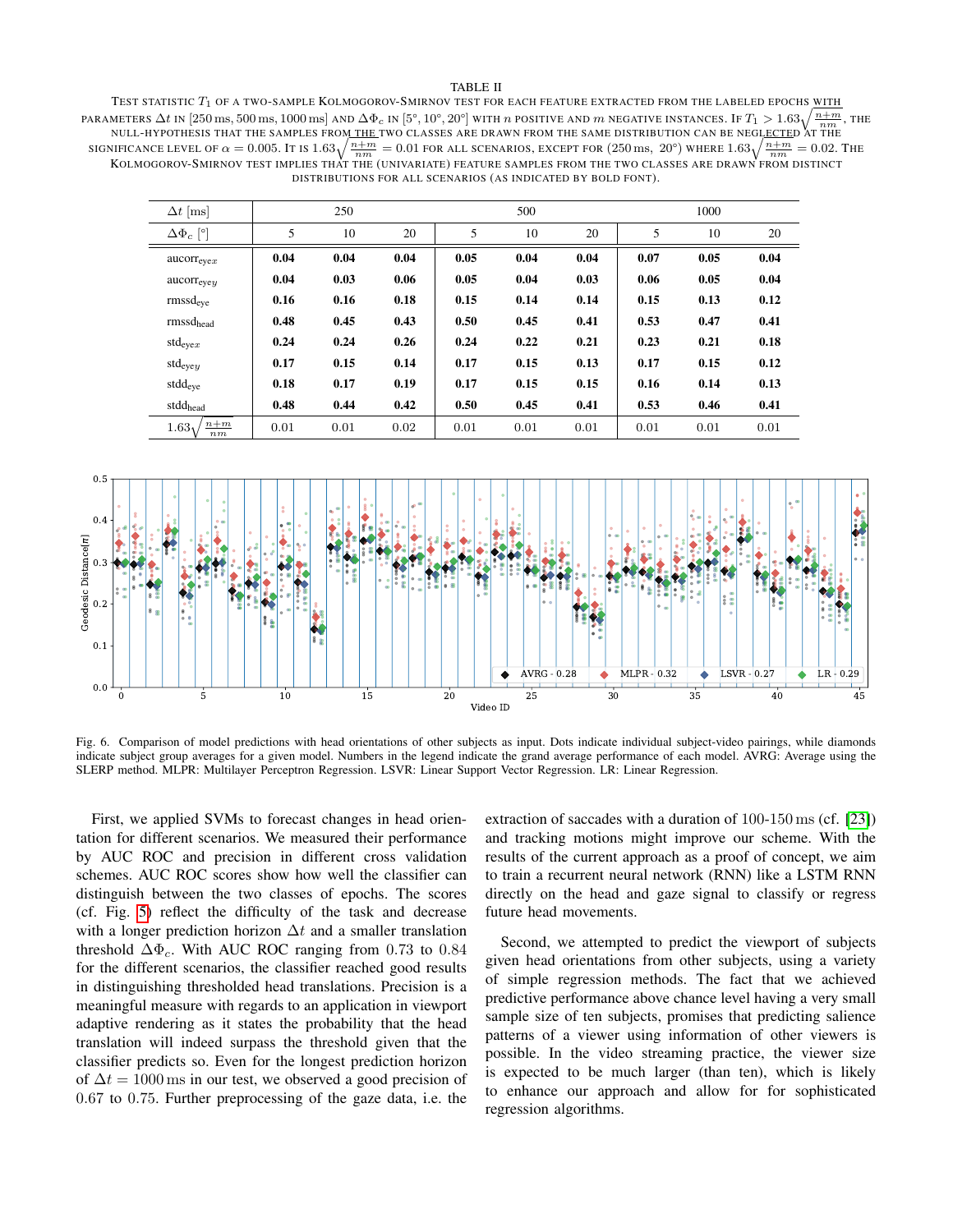TABLE II

TEST STATISTIC $T_1$ OF A TWO-SAMPLE KOLMOGOROV-SMIRNOV TEST FOR EACH FEATURE EXTRACTED FROM THE LABELED EPOCHS WITH PARAMETERS $\Delta t$ IN $[250\,\text{ms}, 500\,\text{ms}, 1000\,\text{ms}]$ AND $\Delta\Phi_c$ IN $[5°, 10°, 20°]$ WITH $n$ POSITIVE AND $m$ NEGATIVE INSTANCES. IF $T_1 > 1.63\sqrt{\frac{n+m}{nm}}$, THE NULL-HYPOTHESIS THAT THE SAMPLES FROM THE TWO CLASSES ARE DRAWN FROM THE SAME DISTRIBUTION CAN BE NEGLECTED AT THE SIGNIFICANCE LEVEL OF $\alpha = 0.005$. IT IS $1.63\sqrt{\frac{n+m}{nm}} = 0.01$ FOR ALL SCENARIOS, EXCEPT FOR $(250\,\text{ms}, 20°)$ WHERE $1.63\sqrt{\frac{n+m}{nm}} = 0.02$. THE KOLMOGOROV-SMIRNOV TEST IMPLIES THAT THE (UNIVARIATE) FEATURE SAMPLES FROM THE TWO CLASSES ARE DRAWN FROM DISTINCT DISTRIBUTIONS FOR ALL SCENARIOS (AS INDICATED BY BOLD FONT).

| $\Delta t$ [ms] | 250 | | | 500 | | | 1000 | | |
|---|---|---|---|---|---|---|---|---|---|
| $\Delta\Phi_c$ [°] | 5 | 10 | 20 | 5 | 10 | 20 | 5 | 10 | 20 |
| $\text{aucorr}_{\text{eye}x}$ | **0.04** | **0.04** | **0.04** | **0.05** | **0.04** | **0.04** | **0.07** | **0.05** | **0.04** |
| $\text{aucorr}_{\text{eye}y}$ | **0.04** | **0.03** | **0.06** | **0.05** | **0.04** | **0.03** | **0.06** | **0.05** | **0.04** |
| $\text{rmssd}_{\text{eye}}$ | **0.16** | **0.16** | **0.18** | **0.15** | **0.14** | **0.14** | **0.15** | **0.13** | **0.12** |
| $\text{rmssd}_{\text{head}}$ | **0.48** | **0.45** | **0.43** | **0.50** | **0.45** | **0.41** | **0.53** | **0.47** | **0.41** |
| $\text{std}_{\text{eye}x}$ | **0.24** | **0.24** | **0.26** | **0.24** | **0.22** | **0.21** | **0.23** | **0.21** | **0.18** |
| $\text{std}_{\text{eye}y}$ | **0.17** | **0.15** | **0.14** | **0.17** | **0.15** | **0.13** | **0.17** | **0.15** | **0.12** |
| $\text{stdd}_{\text{eye}}$ | **0.18** | **0.17** | **0.19** | **0.17** | **0.15** | **0.15** | **0.16** | **0.14** | **0.13** |
| $\text{stdd}_{\text{head}}$ | **0.48** | **0.44** | **0.42** | **0.50** | **0.45** | **0.41** | **0.53** | **0.46** | **0.41** |
| $1.63\sqrt{\frac{n+m}{nm}}$ | 0.01 | 0.01 | 0.02 | 0.01 | 0.01 | 0.01 | 0.01 | 0.01 | 0.01 |

Fig. 6. Comparison of model predictions with head orientations of other subjects as input. Dots indicate individual subject-video pairings, while diamonds indicate subject group averages for a given model. Numbers in the legend indicate the grand average performance of each model. AVRG: Average using the SLERP method. MLPR: Multilayer Perceptron Regression. LSVR: Linear Support Vector Regression. LR: Linear Regression.

First, we applied SVMs to forecast changes in head orientation for different scenarios. We measured their performance by AUC ROC and precision in different cross validation schemes. AUC ROC scores show how well the classifier can distinguish between the two classes of epochs. The scores (cf. Fig. 5) reflect the difficulty of the task and decrease with a longer prediction horizon $\Delta t$ and a smaller translation threshold $\Delta\Phi_c$. With AUC ROC ranging from 0.73 to 0.84 for the different scenarios, the classifier reached good results in distinguishing thresholded head translations. Precision is a meaningful measure with regards to an application in viewport adaptive rendering as it states the probability that the head translation will indeed surpass the threshold given that the classifier predicts so. Even for the longest prediction horizon of $\Delta t = 1000\,\text{ms}$ in our test, we observed a good precision of 0.67 to 0.75. Further preprocessing of the gaze data, i.e. the extraction of saccades with a duration of 100-150 ms (cf. [23]) and tracking motions might improve our scheme. With the results of the current approach as a proof of concept, we aim to train a recurrent neural network (RNN) like a LSTM RNN directly on the head and gaze signal to classify or regress future head movements.

Second, we attempted to predict the viewport of subjects given head orientations from other subjects, using a variety of simple regression methods. The fact that we achieved predictive performance above chance level having a very small sample size of ten subjects, promises that predicting salience patterns of a viewer using information of other viewers is possible. In the video streaming practice, the viewer size is expected to be much larger (than ten), which is likely to enhance our approach and allow for for sophisticated regression algorithms.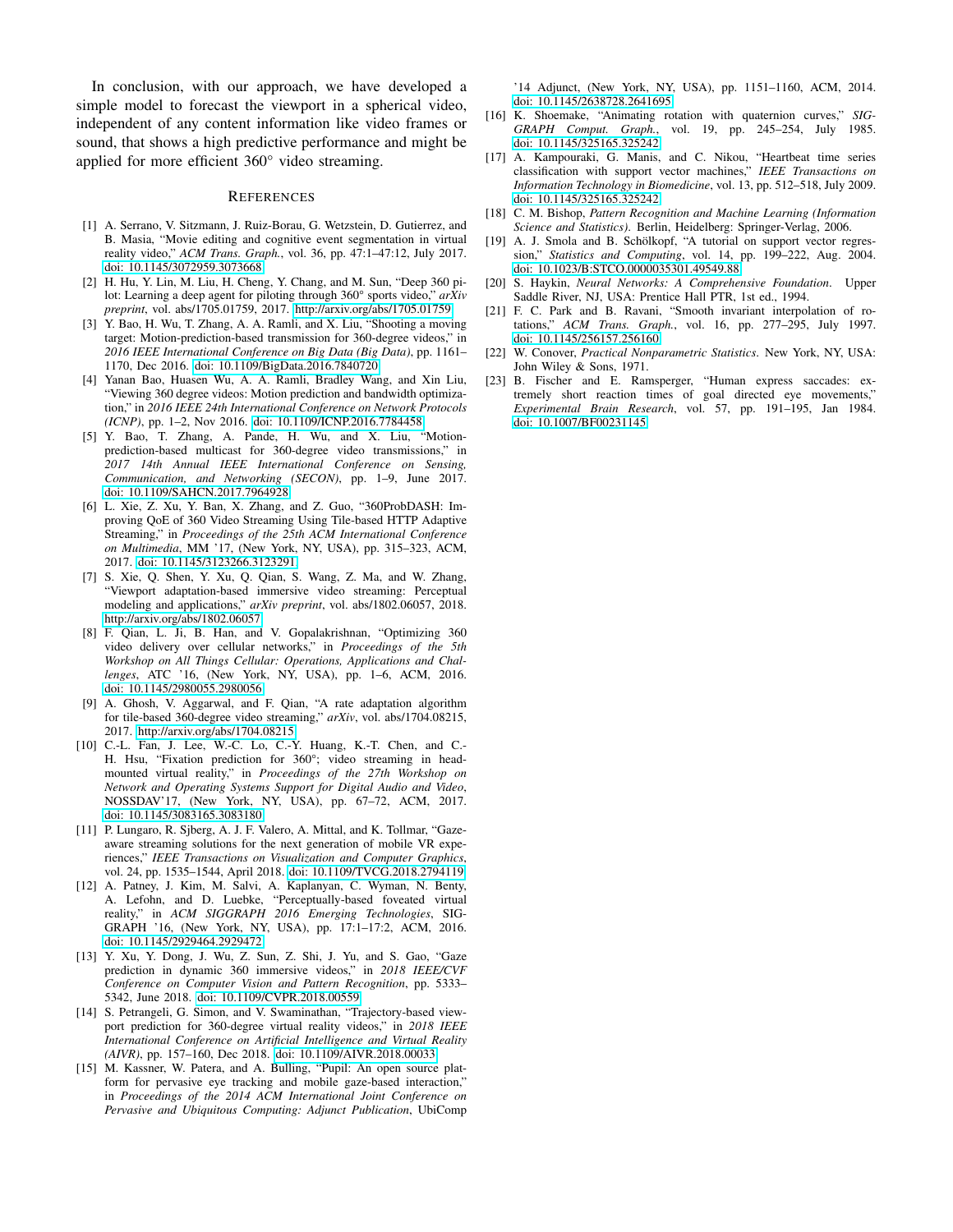In conclusion, with our approach, we have developed a simple model to forecast the viewport in a spherical video, independent of any content information like video frames or sound, that shows a high predictive performance and might be applied for more efficient 360° video streaming.

## References

[1] A. Serrano, V. Sitzmann, J. Ruiz-Borau, G. Wetzstein, D. Gutierrez, and B. Masia, "Movie editing and cognitive event segmentation in virtual reality video," *ACM Trans. Graph.*, vol. 36, pp. 47:1–47:12, July 2017. doi: 10.1145/3072959.3073668

[2] H. Hu, Y. Lin, M. Liu, H. Cheng, Y. Chang, and M. Sun, "Deep 360 pilot: Learning a deep agent for piloting through 360° sports video," *arXiv preprint*, vol. abs/1705.01759, 2017. http://arxiv.org/abs/1705.01759

[3] Y. Bao, H. Wu, T. Zhang, A. A. Ramli, and X. Liu, "Shooting a moving target: Motion-prediction-based transmission for 360-degree videos," in *2016 IEEE International Conference on Big Data (Big Data)*, pp. 1161–1170, Dec 2016. doi: 10.1109/BigData.2016.7840720

[4] Yanan Bao, Huasen Wu, A. A. Ramli, Bradley Wang, and Xin Liu, "Viewing 360 degree videos: Motion prediction and bandwidth optimization," in *2016 IEEE 24th International Conference on Network Protocols (ICNP)*, pp. 1–2, Nov 2016. doi: 10.1109/ICNP.2016.7784458

[5] Y. Bao, T. Zhang, A. Pande, H. Wu, and X. Liu, "Motion-prediction-based multicast for 360-degree video transmissions," in *2017 14th Annual IEEE International Conference on Sensing, Communication, and Networking (SECON)*, pp. 1–9, June 2017. doi: 10.1109/SAHCN.2017.7964928

[6] L. Xie, Z. Xu, Y. Ban, X. Zhang, and Z. Guo, "360ProbDASH: Improving QoE of 360 Video Streaming Using Tile-based HTTP Adaptive Streaming," in *Proceedings of the 25th ACM International Conference on Multimedia*, MM '17, (New York, NY, USA), pp. 315–323, ACM, 2017. doi: 10.1145/3123266.3123291

[7] S. Xie, Q. Shen, Y. Xu, Q. Qian, S. Wang, Z. Ma, and W. Zhang, "Viewport adaptation-based immersive video streaming: Perceptual modeling and applications," *arXiv preprint*, vol. abs/1802.06057, 2018. http://arxiv.org/abs/1802.06057

[8] F. Qian, L. Ji, B. Han, and V. Gopalakrishnan, "Optimizing 360 video delivery over cellular networks," in *Proceedings of the 5th Workshop on All Things Cellular: Operations, Applications and Challenges*, ATC '16, (New York, NY, USA), pp. 1–6, ACM, 2016. doi: 10.1145/2980055.2980056

[9] A. Ghosh, V. Aggarwal, and F. Qian, "A rate adaptation algorithm for tile-based 360-degree video streaming," *arXiv*, vol. abs/1704.08215, 2017. http://arxiv.org/abs/1704.08215

[10] C.-L. Fan, J. Lee, W.-C. Lo, C.-Y. Huang, K.-T. Chen, and C.-H. Hsu, "Fixation prediction for 360°; video streaming in head-mounted virtual reality," in *Proceedings of the 27th Workshop on Network and Operating Systems Support for Digital Audio and Video*, NOSSDAV'17, (New York, NY, USA), pp. 67–72, ACM, 2017. doi: 10.1145/3083165.3083180

[11] P. Lungaro, R. Sjberg, A. J. F. Valero, A. Mittal, and K. Tollmar, "Gaze-aware streaming solutions for the next generation of mobile VR experiences," *IEEE Transactions on Visualization and Computer Graphics*, vol. 24, pp. 1535–1544, April 2018. doi: 10.1109/TVCG.2018.2794119

[12] A. Patney, J. Kim, M. Salvi, A. Kaplanyan, C. Wyman, N. Benty, A. Lefohn, and D. Luebke, "Perceptually-based foveated virtual reality," in *ACM SIGGRAPH 2016 Emerging Technologies*, SIGGRAPH '16, (New York, NY, USA), pp. 17:1–17:2, ACM, 2016. doi: 10.1145/2929464.2929472

[13] Y. Xu, Y. Dong, J. Wu, Z. Sun, Z. Shi, J. Yu, and S. Gao, "Gaze prediction in dynamic 360 immersive videos," in *2018 IEEE/CVF Conference on Computer Vision and Pattern Recognition*, pp. 5333–5342, June 2018. doi: 10.1109/CVPR.2018.00559

[14] S. Petrangeli, G. Simon, and V. Swaminathan, "Trajectory-based viewport prediction for 360-degree virtual reality videos," in *2018 IEEE International Conference on Artificial Intelligence and Virtual Reality (AIVR)*, pp. 157–160, Dec 2018. doi: 10.1109/AIVR.2018.00033

[15] M. Kassner, W. Patera, and A. Bulling, "Pupil: An open source platform for pervasive eye tracking and mobile gaze-based interaction," in *Proceedings of the 2014 ACM International Joint Conference on Pervasive and Ubiquitous Computing: Adjunct Publication*, UbiComp '14 Adjunct, (New York, NY, USA), pp. 1151–1160, ACM, 2014. doi: 10.1145/2638728.2641695

[16] K. Shoemake, "Animating rotation with quaternion curves," *SIGGRAPH Comput. Graph.*, vol. 19, pp. 245–254, July 1985. doi: 10.1145/325165.325242

[17] A. Kampouraki, G. Manis, and C. Nikou, "Heartbeat time series classification with support vector machines," *IEEE Transactions on Information Technology in Biomedicine*, vol. 13, pp. 512–518, July 2009. doi: 10.1145/325165.325242

[18] C. M. Bishop, *Pattern Recognition and Machine Learning (Information Science and Statistics)*. Berlin, Heidelberg: Springer-Verlag, 2006.

[19] A. J. Smola and B. Schölkopf, "A tutorial on support vector regression," *Statistics and Computing*, vol. 14, pp. 199–222, Aug. 2004. doi: 10.1023/B:STCO.0000035301.49549.88

[20] S. Haykin, *Neural Networks: A Comprehensive Foundation*. Upper Saddle River, NJ, USA: Prentice Hall PTR, 1st ed., 1994.

[21] F. C. Park and B. Ravani, "Smooth invariant interpolation of rotations," *ACM Trans. Graph.*, vol. 16, pp. 277–295, July 1997. doi: 10.1145/256157.256160

[22] W. Conover, *Practical Nonparametric Statistics*. New York, NY, USA: John Wiley & Sons, 1971.

[23] B. Fischer and E. Ramsperger, "Human express saccades: extremely short reaction times of goal directed eye movements," *Experimental Brain Research*, vol. 57, pp. 191–195, Jan 1984. doi: 10.1007/BF00231145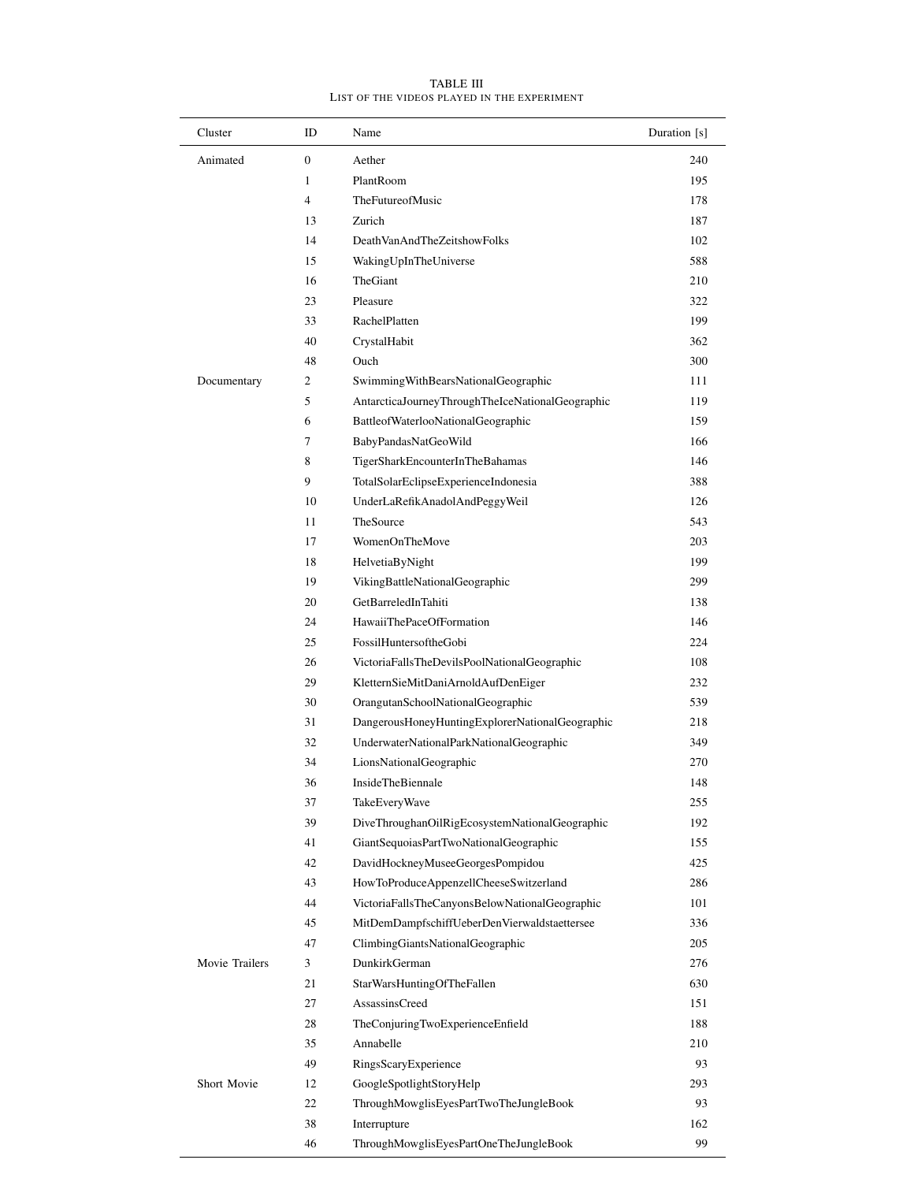TABLE III
LIST OF THE VIDEOS PLAYED IN THE EXPERIMENT

| Cluster | ID | Name | Duration [s] |
|---|---|---|---|
| Animated | 0 | Aether | 240 |
| | 1 | PlantRoom | 195 |
| | 4 | TheFutureofMusic | 178 |
| | 13 | Zurich | 187 |
| | 14 | DeathVanAndTheZeitshowFolks | 102 |
| | 15 | WakingUpInTheUniverse | 588 |
| | 16 | TheGiant | 210 |
| | 23 | Pleasure | 322 |
| | 33 | RachelPlatten | 199 |
| | 40 | CrystalHabit | 362 |
| | 48 | Ouch | 300 |
| Documentary | 2 | SwimmingWithBearsNationalGeographic | 111 |
| | 5 | AntarcticaJourneyThroughTheIceNationalGeographic | 119 |
| | 6 | BattleofWaterlooNationalGeographic | 159 |
| | 7 | BabyPandasNatGeoWild | 166 |
| | 8 | TigerSharkEncounterInTheBahamas | 146 |
| | 9 | TotalSolarEclipseExperienceIndonesia | 388 |
| | 10 | UnderLaRefikAnadolAndPeggyWeil | 126 |
| | 11 | TheSource | 543 |
| | 17 | WomenOnTheMove | 203 |
| | 18 | HelvetiaByNight | 199 |
| | 19 | VikingBattleNationalGeographic | 299 |
| | 20 | GetBarreledInTahiti | 138 |
| | 24 | HawaiiThePaceOfFormation | 146 |
| | 25 | FossilHuntersoftheGobi | 224 |
| | 26 | VictoriaFallsTheDevilsPoolNationalGeographic | 108 |
| | 29 | KletternSieMitDaniArnoldAufDenEiger | 232 |
| | 30 | OrangutanSchoolNationalGeographic | 539 |
| | 31 | DangerousHoneyHuntingExplorerNationalGeographic | 218 |
| | 32 | UnderwaterNationalParkNationalGeographic | 349 |
| | 34 | LionsNationalGeographic | 270 |
| | 36 | InsideTheBiennale | 148 |
| | 37 | TakeEveryWave | 255 |
| | 39 | DiveThroughanOilRigEcosystemNationalGeographic | 192 |
| | 41 | GiantSequoiasPartTwoNationalGeographic | 155 |
| | 42 | DavidHockneyMuseeGeorgesPompidou | 425 |
| | 43 | HowToProduceAppenzellCheeseSwitzerland | 286 |
| | 44 | VictoriaFallsTheCanyonsBelowNationalGeographic | 101 |
| | 45 | MitDemDampfschiffUeberDenVierwaldstaettersee | 336 |
| | 47 | ClimbingGiantsNationalGeographic | 205 |
| Movie Trailers | 3 | DunkirkGerman | 276 |
| | 21 | StarWarsHuntingOfTheFallen | 630 |
| | 27 | AssassinsCreed | 151 |
| | 28 | TheConjuringTwoExperienceEnfield | 188 |
| | 35 | Annabelle | 210 |
| | 49 | RingsScaryExperience | 93 |
| Short Movie | 12 | GoogleSpotlightStoryHelp | 293 |
| | 22 | ThroughMowglisEyesPartTwoTheJungleBook | 93 |
| | 38 | Interrupture | 162 |
| | 46 | ThroughMowglisEyesPartOneTheJungleBook | 99 |